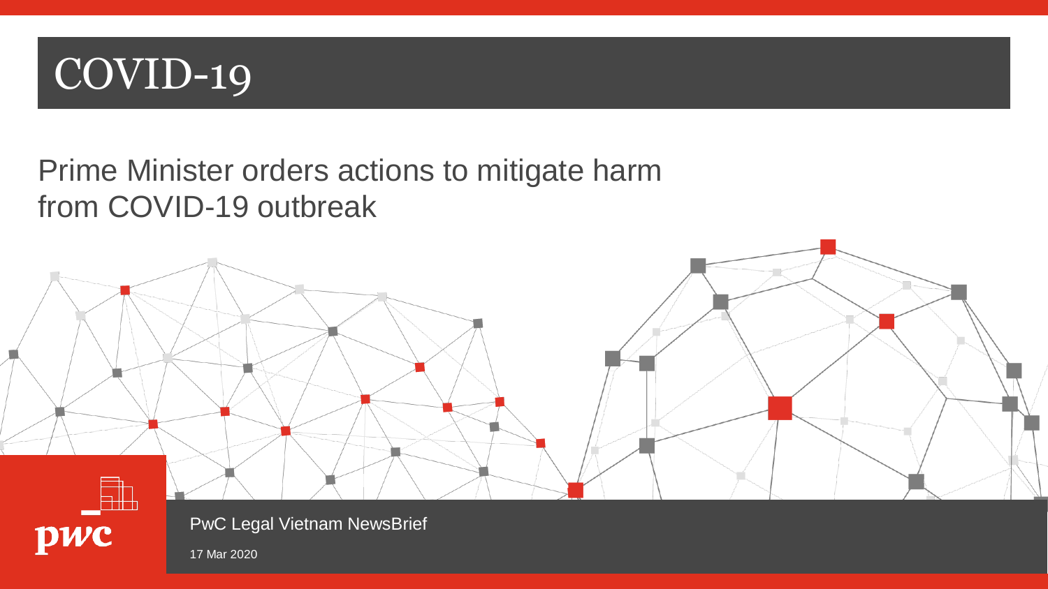# COVID-19

## Prime Minister orders actions to mitigate harm from COVID-19 outbreak

PwC Legal Vietnam NewsBrief

17 Mar 2020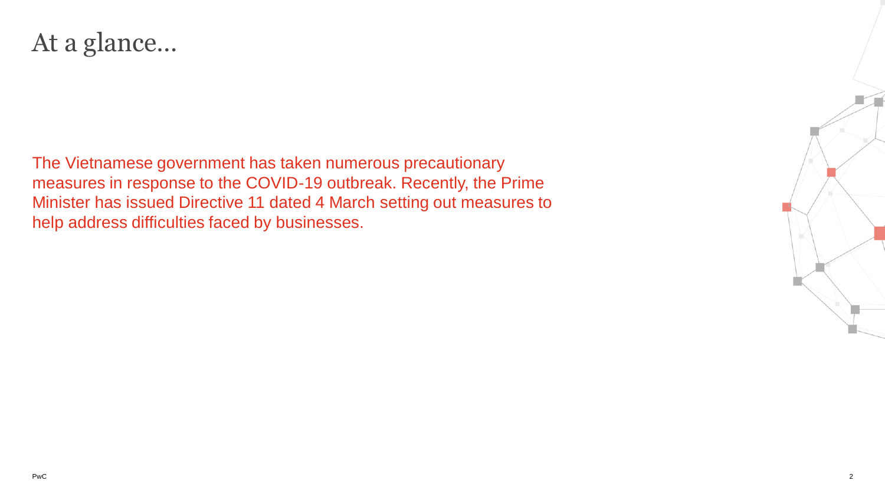# At a glance...

The Vietnamese government has taken numerous precautionary measures in response to the COVID-19 outbreak. Recently, the Prime Minister has issued Directive 11 dated 4 March setting out measures to help address difficulties faced by businesses.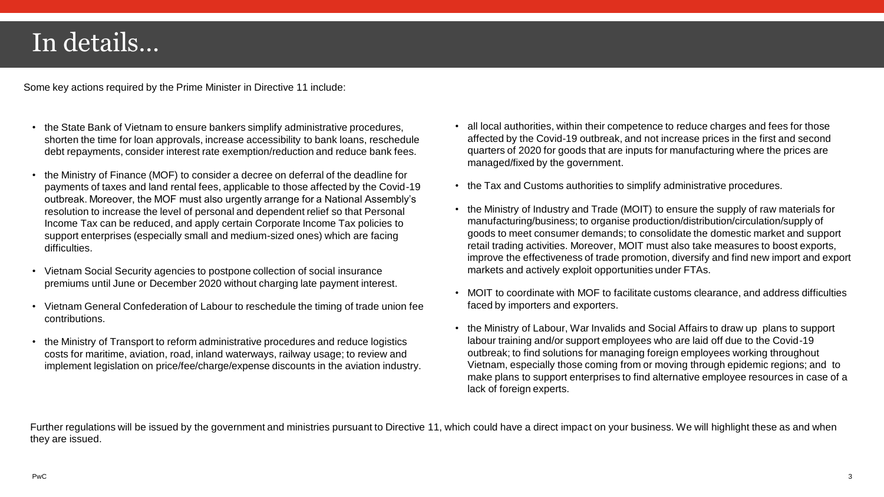# In details…

Some key actions required by the Prime Minister in Directive 11 include:

- the State Bank of Vietnam to ensure bankers simplify administrative procedures, shorten the time for loan approvals, increase accessibility to bank loans, reschedule debt repayments, consider interest rate exemption/reduction and reduce bank fees.
- the Ministry of Finance (MOF) to consider a decree on deferral of the deadline for payments of taxes and land rental fees, applicable to those affected by the Covid-19 outbreak. Moreover, the MOF must also urgently arrange for a National Assembly's resolution to increase the level of personal and dependent relief so that Personal Income Tax can be reduced, and apply certain Corporate Income Tax policies to support enterprises (especially small and medium-sized ones) which are facing difficulties.
- Vietnam Social Security agencies to postpone collection of social insurance premiums until June or December 2020 without charging late payment interest.
- Vietnam General Confederation of Labour to reschedule the timing of trade union fee contributions.
- the Ministry of Transport to reform administrative procedures and reduce logistics costs for maritime, aviation, road, inland waterways, railway usage; to review and implement legislation on price/fee/charge/expense discounts in the aviation industry.
- all local authorities, within their competence to reduce charges and fees for those affected by the Covid-19 outbreak, and not increase prices in the first and second quarters of 2020 for goods that are inputs for manufacturing where the prices are managed/fixed by the government.
- the Tax and Customs authorities to simplify administrative procedures.
- the Ministry of Industry and Trade (MOIT) to ensure the supply of raw materials for manufacturing/business; to organise production/distribution/circulation/supply of goods to meet consumer demands; to consolidate the domestic market and support retail trading activities. Moreover, MOIT must also take measures to boost exports, improve the effectiveness of trade promotion, diversify and find new import and export markets and actively exploit opportunities under FTAs.
- MOIT to coordinate with MOF to facilitate customs clearance, and address difficulties faced by importers and exporters.
- the Ministry of Labour, War Invalids and Social Affairs to draw up plans to support labour training and/or support employees who are laid off due to the Covid-19 outbreak; to find solutions for managing foreign employees working throughout Vietnam, especially those coming from or moving through epidemic regions; and to make plans to support enterprises to find alternative employee resources in case of a lack of foreign experts.

Further regulations will be issued by the government and ministries pursuant to Directive 11, which could have a direct impact on your business. We will highlight these as and when they are issued.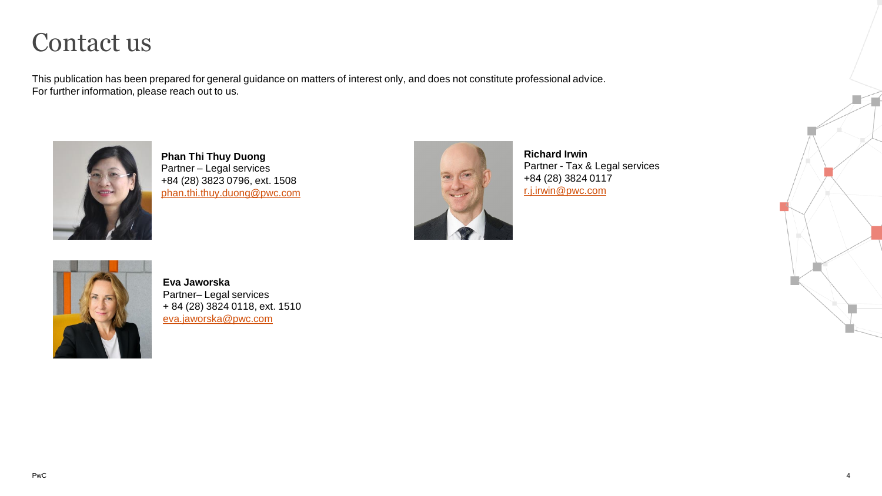# Contact us

This publication has been prepared for general guidance on matters of interest only, and does not constitute professional advice.
For further information, please reach out to us.

**Phan Thi Thuy Duong**
Partner – Legal services
+84 (28) 3823 0796, ext. 1508
phan.thi.thuy.duong@pwc.com

**Richard Irwin**
Partner - Tax & Legal services
+84 (28) 3824 0117
r.j.irwin@pwc.com

**Eva Jaworska**
Partner– Legal services
+ 84 (28) 3824 0118, ext. 1510
eva.jaworska@pwc.com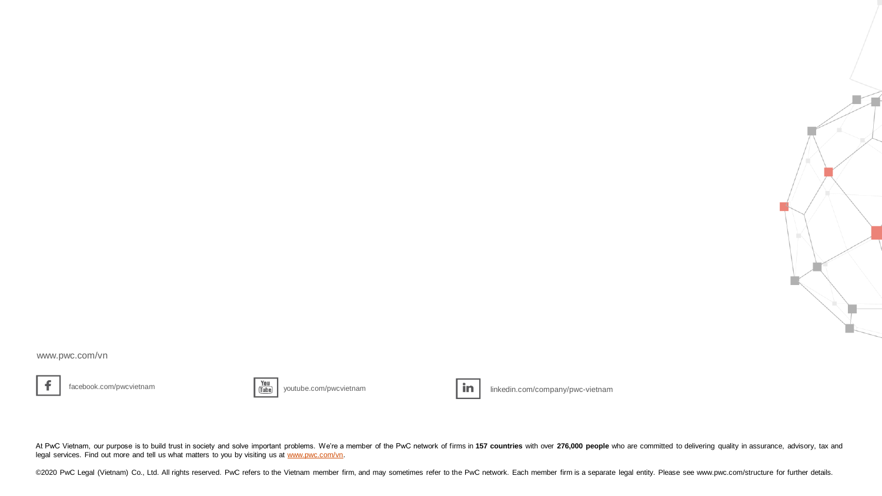www.pwc.com/vn

facebook.com/pwcvietnam

youtube.com/pwcvietnam

linkedin.com/company/pwc-vietnam

At PwC Vietnam, our purpose is to build trust in society and solve important problems. We're a member of the PwC network of firms in **157 countries** with over **276,000 people** who are committed to delivering quality in assurance, advisory, tax and legal services. Find out more and tell us what matters to you by visiting us at www.pwc.com/vn.

©2020 PwC Legal (Vietnam) Co., Ltd. All rights reserved. PwC refers to the Vietnam member firm, and may sometimes refer to the PwC network. Each member firm is a separate legal entity. Please see www.pwc.com/structure for further details.